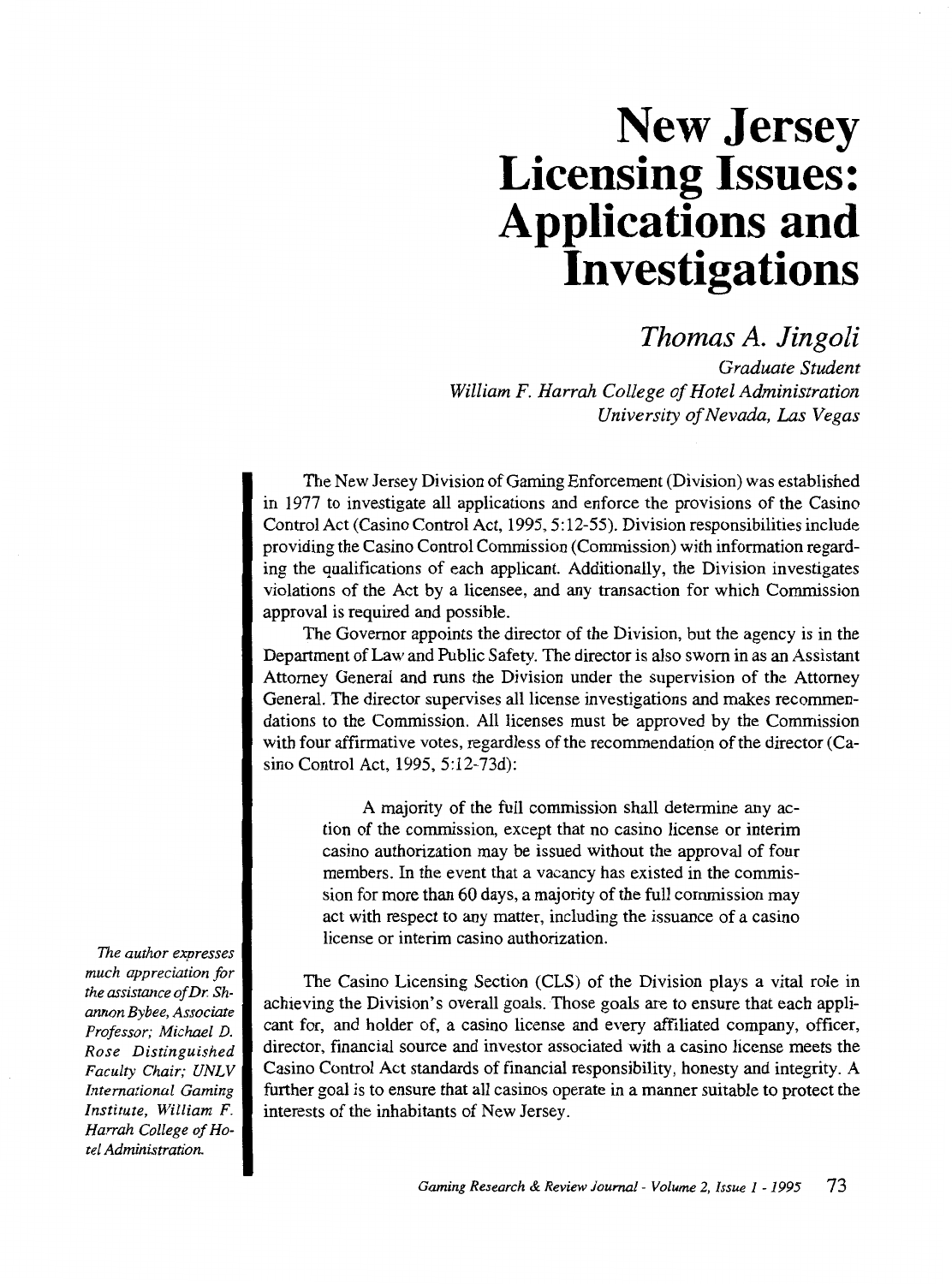# New Jersey Licensing Issues: Applications and Investigations

*Thomas A. Jingoli*

*Graduate Student*
*William F. Harrah College of Hotel Administration*
*University of Nevada, Las Vegas*

*The author expresses much appreciation for the assistance of Dr. Shannon Bybee, Associate Professor; Michael D. Rose Distinguished Faculty Chair; UNLV International Gaming Institute, William F. Harrah College of Hotel Administration.*

The New Jersey Division of Gaming Enforcement (Division) was established in 1977 to investigate all applications and enforce the provisions of the Casino Control Act (Casino Control Act, 1995, 5:12-55). Division responsibilities include providing the Casino Control Commission (Commission) with information regarding the qualifications of each applicant. Additionally, the Division investigates violations of the Act by a licensee, and any transaction for which Commission approval is required and possible.

The Governor appoints the director of the Division, but the agency is in the Department of Law and Public Safety. The director is also sworn in as an Assistant Attorney General and runs the Division under the supervision of the Attorney General. The director supervises all license investigations and makes recommendations to the Commission. All licenses must be approved by the Commission with four affirmative votes, regardless of the recommendation of the director (Casino Control Act, 1995, 5:12-73d):

> A majority of the full commission shall determine any action of the commission, except that no casino license or interim casino authorization may be issued without the approval of four members. In the event that a vacancy has existed in the commission for more than 60 days, a majority of the full commission may act with respect to any matter, including the issuance of a casino license or interim casino authorization.

The Casino Licensing Section (CLS) of the Division plays a vital role in achieving the Division's overall goals. Those goals are to ensure that each applicant for, and holder of, a casino license and every affiliated company, officer, director, financial source and investor associated with a casino license meets the Casino Control Act standards of financial responsibility, honesty and integrity. A further goal is to ensure that all casinos operate in a manner suitable to protect the interests of the inhabitants of New Jersey.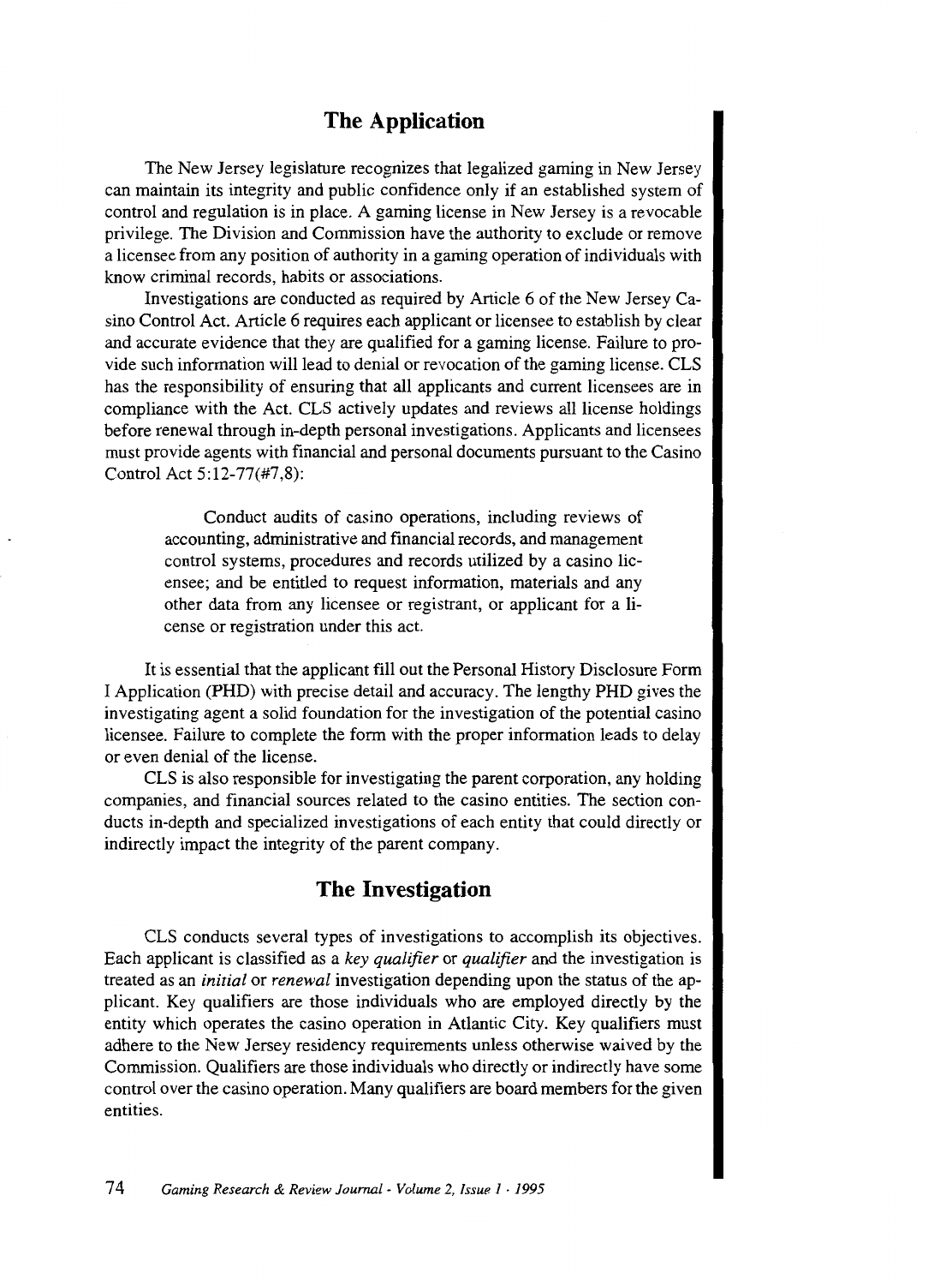## The Application

The New Jersey legislature recognizes that legalized gaming in New Jersey can maintain its integrity and public confidence only if an established system of control and regulation is in place. A gaming license in New Jersey is a revocable privilege. The Division and Commission have the authority to exclude or remove a licensee from any position of authority in a gaming operation of individuals with know criminal records, habits or associations.

Investigations are conducted as required by Article 6 of the New Jersey Casino Control Act. Article 6 requires each applicant or licensee to establish by clear and accurate evidence that they are qualified for a gaming license. Failure to provide such information will lead to denial or revocation of the gaming license. CLS has the responsibility of ensuring that all applicants and current licensees are in compliance with the Act. CLS actively updates and reviews all license holdings before renewal through in-depth personal investigations. Applicants and licensees must provide agents with financial and personal documents pursuant to the Casino Control Act 5:12-77(#7,8):

> Conduct audits of casino operations, including reviews of accounting, administrative and financial records, and management control systems, procedures and records utilized by a casino licensee; and be entitled to request information, materials and any other data from any licensee or registrant, or applicant for a license or registration under this act.

It is essential that the applicant fill out the Personal History Disclosure Form I Application (PHD) with precise detail and accuracy. The lengthy PHD gives the investigating agent a solid foundation for the investigation of the potential casino licensee. Failure to complete the form with the proper information leads to delay or even denial of the license.

CLS is also responsible for investigating the parent corporation, any holding companies, and financial sources related to the casino entities. The section conducts in-depth and specialized investigations of each entity that could directly or indirectly impact the integrity of the parent company.

## The Investigation

CLS conducts several types of investigations to accomplish its objectives. Each applicant is classified as a *key qualifier* or *qualifier* and the investigation is treated as an *initial* or *renewal* investigation depending upon the status of the applicant. Key qualifiers are those individuals who are employed directly by the entity which operates the casino operation in Atlantic City. Key qualifiers must adhere to the New Jersey residency requirements unless otherwise waived by the Commission. Qualifiers are those individuals who directly or indirectly have some control over the casino operation. Many qualifiers are board members for the given entities.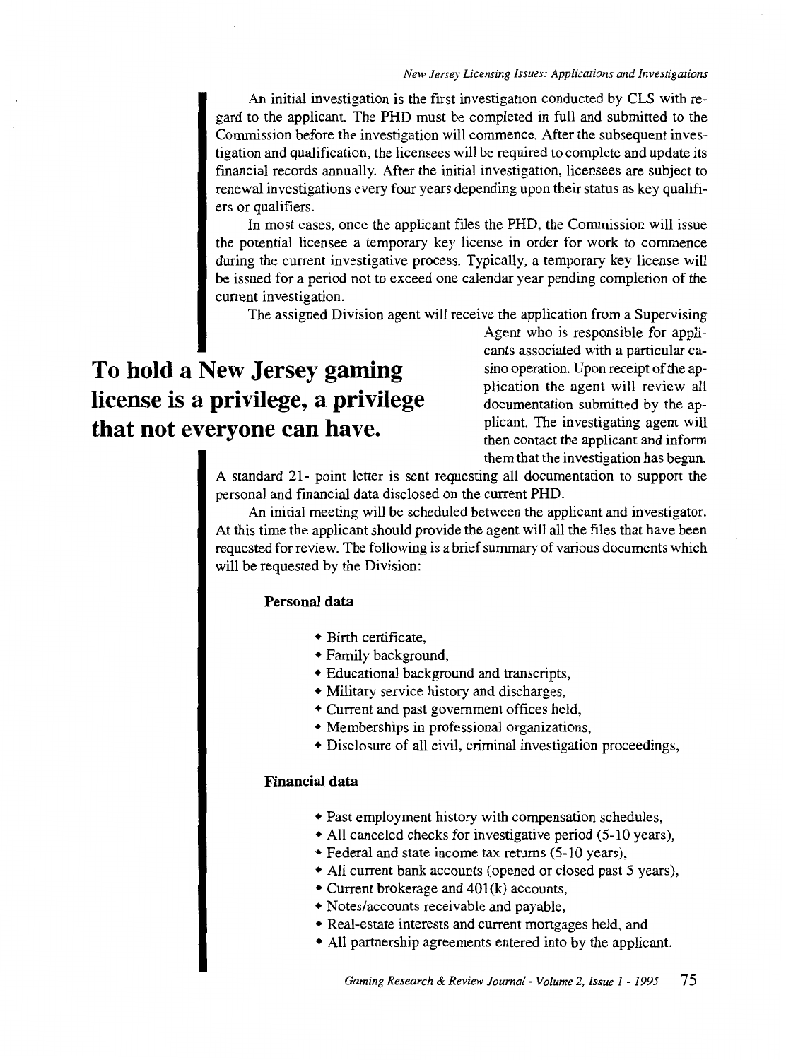An initial investigation is the first investigation conducted by CLS with regard to the applicant. The PHD must be completed in full and submitted to the Commission before the investigation will commence. After the subsequent investigation and qualification, the licensees will be required to complete and update its financial records annually. After the initial investigation, licensees are subject to renewal investigations every four years depending upon their status as key qualifiers or qualifiers.

In most cases, once the applicant files the PHD, the Commission will issue the potential licensee a temporary key license in order for work to commence during the current investigative process. Typically, a temporary key license will be issued for a period not to exceed one calendar year pending completion of the current investigation.

The assigned Division agent will receive the application from a Supervising Agent who is responsible for applicants associated with a particular casino operation. Upon receipt of the application the agent will review all documentation submitted by the applicant. The investigating agent will then contact the applicant and inform them that the investigation has begun.

**To hold a New Jersey gaming license is a privilege, a privilege that not everyone can have.**

A standard 21- point letter is sent requesting all documentation to support the personal and financial data disclosed on the current PHD.

An initial meeting will be scheduled between the applicant and investigator. At this time the applicant should provide the agent will all the files that have been requested for review. The following is a brief summary of various documents which will be requested by the Division:

**Personal data**

- Birth certificate,
- Family background,
- Educational background and transcripts,
- Military service history and discharges,
- Current and past government offices held,
- Memberships in professional organizations,
- Disclosure of all civil, criminal investigation proceedings,

**Financial data**

- Past employment history with compensation schedules,
- All canceled checks for investigative period (5-10 years),
- Federal and state income tax returns (5-10 years),
- All current bank accounts (opened or closed past 5 years),
- Current brokerage and 401(k) accounts,
- Notes/accounts receivable and payable,
- Real-estate interests and current mortgages held, and
- All partnership agreements entered into by the applicant.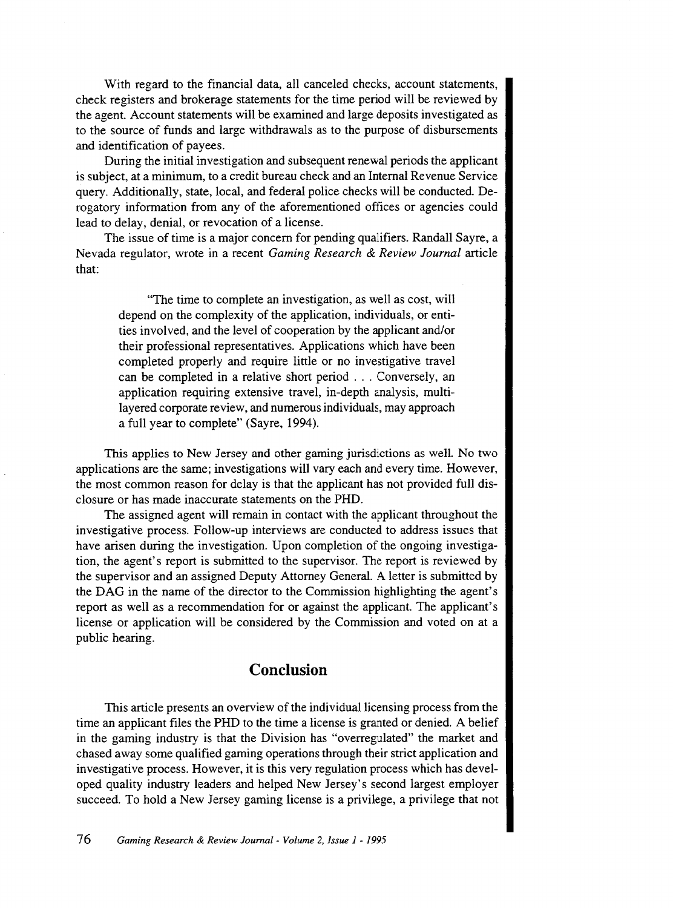With regard to the financial data, all canceled checks, account statements, check registers and brokerage statements for the time period will be reviewed by the agent. Account statements will be examined and large deposits investigated as to the source of funds and large withdrawals as to the purpose of disbursements and identification of payees.

During the initial investigation and subsequent renewal periods the applicant is subject, at a minimum, to a credit bureau check and an Internal Revenue Service query. Additionally, state, local, and federal police checks will be conducted. Derogatory information from any of the aforementioned offices or agencies could lead to delay, denial, or revocation of a license.

The issue of time is a major concern for pending qualifiers. Randall Sayre, a Nevada regulator, wrote in a recent *Gaming Research & Review Journal* article that:

> "The time to complete an investigation, as well as cost, will depend on the complexity of the application, individuals, or entities involved, and the level of cooperation by the applicant and/or their professional representatives. Applications which have been completed properly and require little or no investigative travel can be completed in a relative short period . . . Conversely, an application requiring extensive travel, in-depth analysis, multilayered corporate review, and numerous individuals, may approach a full year to complete" (Sayre, 1994).

This applies to New Jersey and other gaming jurisdictions as well. No two applications are the same; investigations will vary each and every time. However, the most common reason for delay is that the applicant has not provided full disclosure or has made inaccurate statements on the PHD.

The assigned agent will remain in contact with the applicant throughout the investigative process. Follow-up interviews are conducted to address issues that have arisen during the investigation. Upon completion of the ongoing investigation, the agent's report is submitted to the supervisor. The report is reviewed by the supervisor and an assigned Deputy Attorney General. A letter is submitted by the DAG in the name of the director to the Commission highlighting the agent's report as well as a recommendation for or against the applicant. The applicant's license or application will be considered by the Commission and voted on at a public hearing.

## Conclusion

This article presents an overview of the individual licensing process from the time an applicant files the PHD to the time a license is granted or denied. A belief in the gaming industry is that the Division has "overregulated" the market and chased away some qualified gaming operations through their strict application and investigative process. However, it is this very regulation process which has developed quality industry leaders and helped New Jersey's second largest employer succeed. To hold a New Jersey gaming license is a privilege, a privilege that not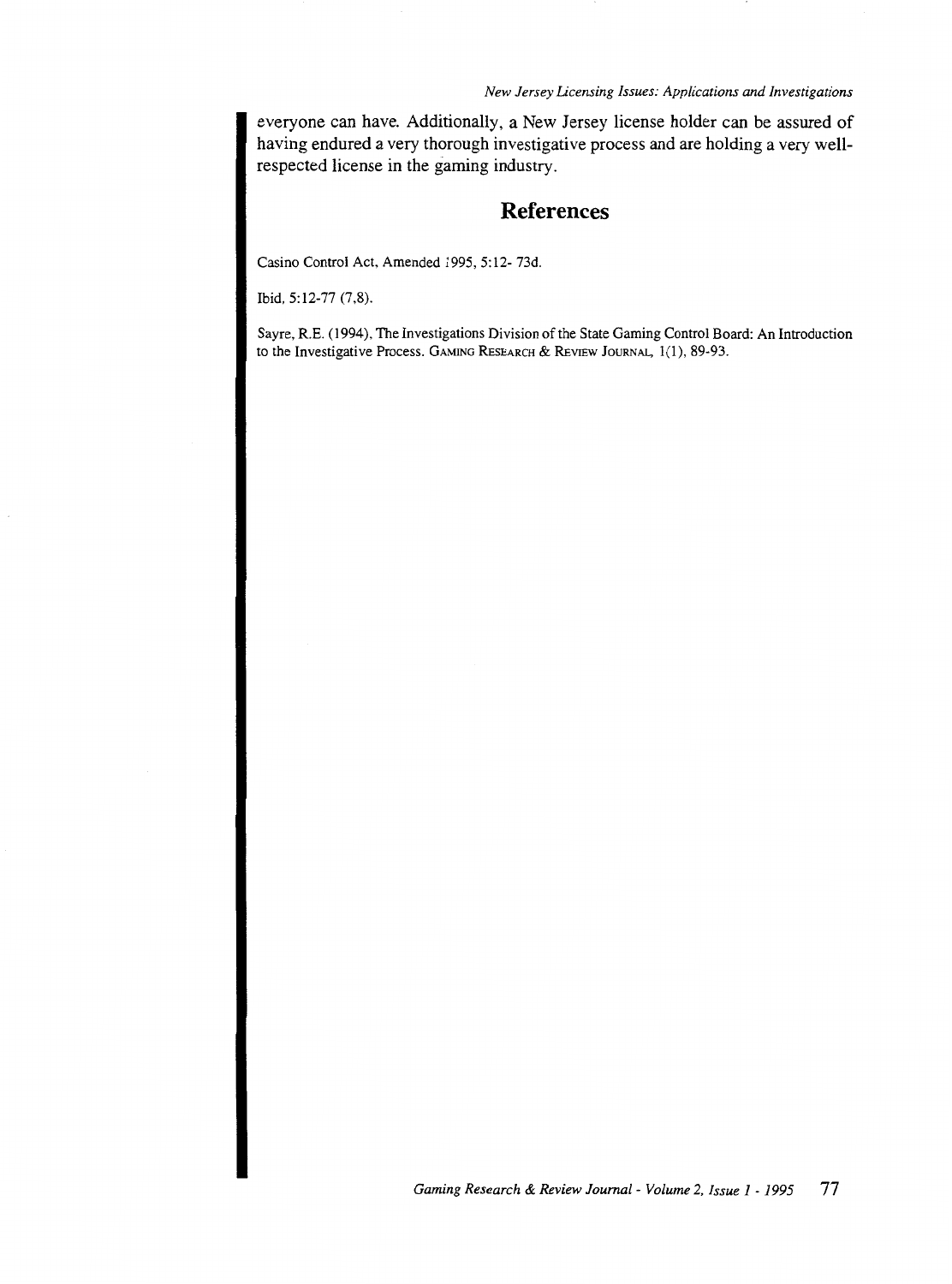everyone can have. Additionally, a New Jersey license holder can be assured of having endured a very thorough investigative process and are holding a very well-respected license in the gaming industry.

## References

Casino Control Act, Amended 1995, 5:12- 73d.

Ibid, 5:12-77 (7,8).

Sayre, R.E. (1994), The Investigations Division of the State Gaming Control Board: An Introduction to the Investigative Process. GAMING RESEARCH & REVIEW JOURNAL, 1(1), 89-93.